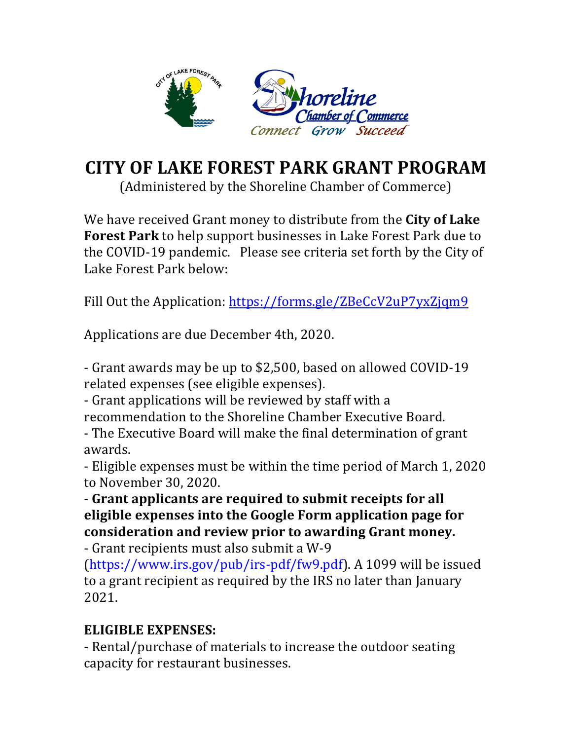# CITY OF LAKE FOREST PARK GRANT PROGRAM

(Administered by the Shoreline Chamber of Commerce)

We have received Grant money to distribute from the **City of Lake Forest Park** to help support businesses in Lake Forest Park due to the COVID-19 pandemic. Please see criteria set forth by the City of Lake Forest Park below:

Fill Out the Application: https://forms.gle/ZBeCcV2uP7yxZjqm9

Applications are due December 4th, 2020.

- Grant awards may be up to $2,500, based on allowed COVID-19 related expenses (see eligible expenses).
- Grant applications will be reviewed by staff with a recommendation to the Shoreline Chamber Executive Board.
- The Executive Board will make the final determination of grant awards.
- Eligible expenses must be within the time period of March 1, 2020 to November 30, 2020.
- **Grant applicants are required to submit receipts for all eligible expenses into the Google Form application page for consideration and review prior to awarding Grant money.**
- Grant recipients must also submit a W-9 (https://www.irs.gov/pub/irs-pdf/fw9.pdf). A 1099 will be issued to a grant recipient as required by the IRS no later than January 2021.

**ELIGIBLE EXPENSES:**

- Rental/purchase of materials to increase the outdoor seating capacity for restaurant businesses.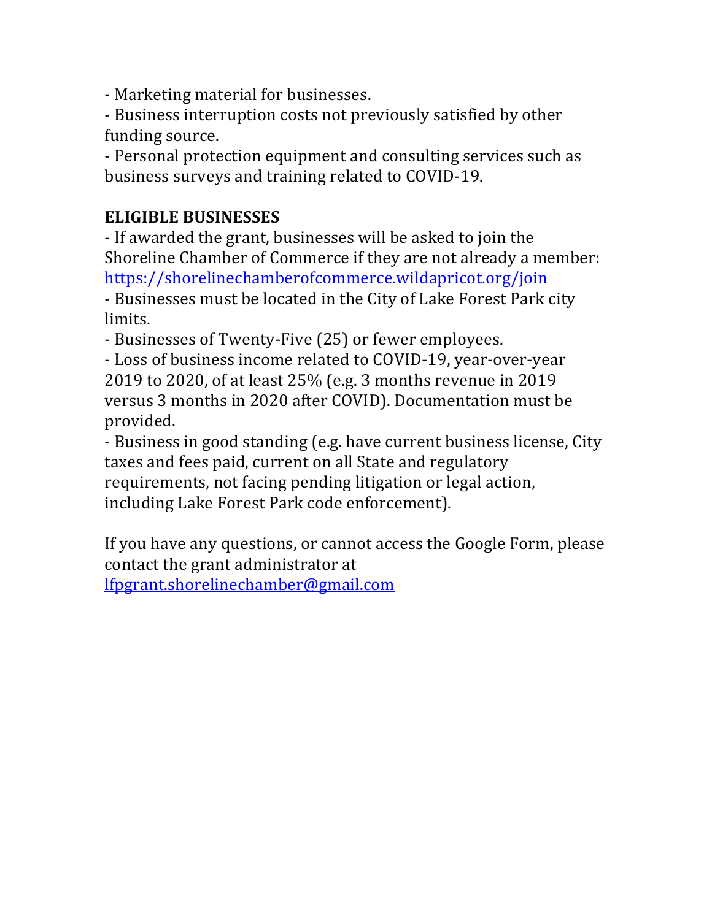- Marketing material for businesses.
- Business interruption costs not previously satisfied by other funding source.
- Personal protection equipment and consulting services such as business surveys and training related to COVID-19.

**ELIGIBLE BUSINESSES**

- If awarded the grant, businesses will be asked to join the Shoreline Chamber of Commerce if they are not already a member: https://shorelinechamberofcommerce.wildapricot.org/join
- Businesses must be located in the City of Lake Forest Park city limits.
- Businesses of Twenty-Five (25) or fewer employees.
- Loss of business income related to COVID-19, year-over-year 2019 to 2020, of at least 25% (e.g. 3 months revenue in 2019 versus 3 months in 2020 after COVID). Documentation must be provided.
- Business in good standing (e.g. have current business license, City taxes and fees paid, current on all State and regulatory requirements, not facing pending litigation or legal action, including Lake Forest Park code enforcement).

If you have any questions, or cannot access the Google Form, please contact the grant administrator at lfpgrant.shorelinechamber@gmail.com